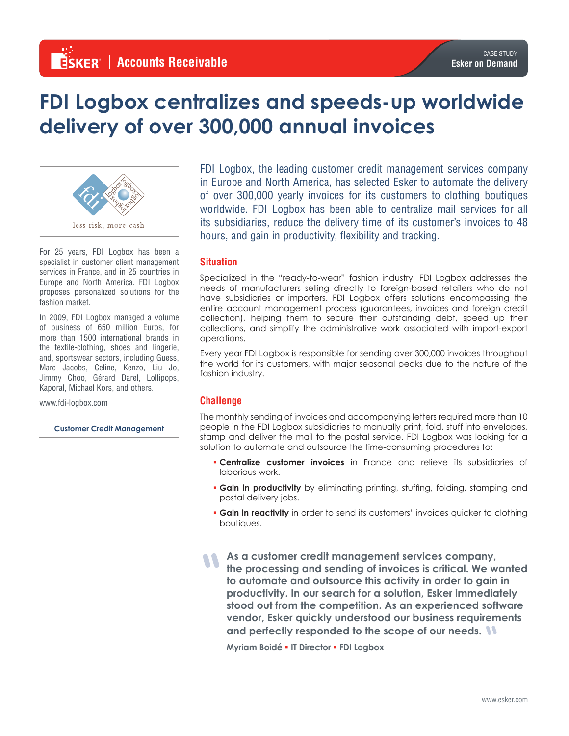ESKER | Accounts Receivable

CASE STUDY
Esker on Demand

# FDI Logbox centralizes and speeds-up worldwide delivery of over 300,000 annual invoices

less risk, more cash

For 25 years, FDI Logbox has been a specialist in customer client management services in France, and in 25 countries in Europe and North America. FDI Logbox proposes personalized solutions for the fashion market.

In 2009, FDI Logbox managed a volume of business of 650 million Euros, for more than 1500 international brands in the textile-clothing, shoes and lingerie, and, sportswear sectors, including Guess, Marc Jacobs, Celine, Kenzo, Liu Jo, Jimmy Choo, Gérard Darel, Lollipops, Kaporal, Michael Kors, and others.

www.fdi-logbox.com

**Customer Credit Management**

FDI Logbox, the leading customer credit management services company in Europe and North America, has selected Esker to automate the delivery of over 300,000 yearly invoices for its customers to clothing boutiques worldwide. FDI Logbox has been able to centralize mail services for all its subsidiaries, reduce the delivery time of its customer's invoices to 48 hours, and gain in productivity, flexibility and tracking.

## Situation

Specialized in the "ready-to-wear" fashion industry, FDI Logbox addresses the needs of manufacturers selling directly to foreign-based retailers who do not have subsidiaries or importers. FDI Logbox offers solutions encompassing the entire account management process (guarantees, invoices and foreign credit collection), helping them to secure their outstanding debt, speed up their collections, and simplify the administrative work associated with import-export operations.

Every year FDI Logbox is responsible for sending over 300,000 invoices throughout the world for its customers, with major seasonal peaks due to the nature of the fashion industry.

## Challenge

The monthly sending of invoices and accompanying letters required more than 10 people in the FDI Logbox subsidiaries to manually print, fold, stuff into envelopes, stamp and deliver the mail to the postal service. FDI Logbox was looking for a solution to automate and outsource the time-consuming procedures to:

- **Centralize customer invoices** in France and relieve its subsidiaries of laborious work.
- **Gain in productivity** by eliminating printing, stuffing, folding, stamping and postal delivery jobs.
- **Gain in reactivity** in order to send its customers' invoices quicker to clothing boutiques.

> **"As a customer credit management services company, the processing and sending of invoices is critical. We wanted to automate and outsource this activity in order to gain in productivity. In our search for a solution, Esker immediately stood out from the competition. As an experienced software vendor, Esker quickly understood our business requirements and perfectly responded to the scope of our needs."**
>
> **Myriam Boidé ▪ IT Director ▪ FDI Logbox**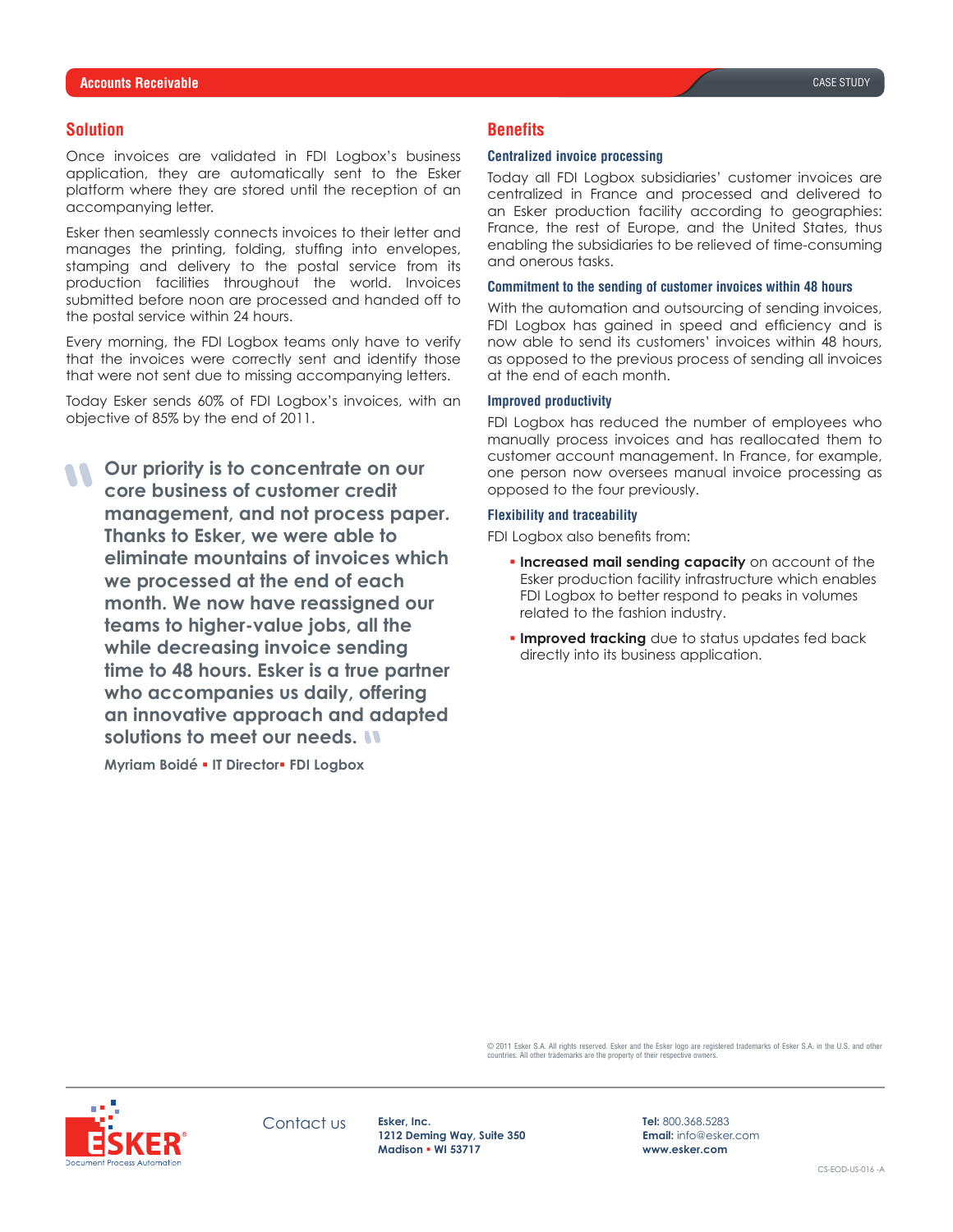## Solution

Once invoices are validated in FDI Logbox's business application, they are automatically sent to the Esker platform where they are stored until the reception of an accompanying letter.

Esker then seamlessly connects invoices to their letter and manages the printing, folding, stuffing into envelopes, stamping and delivery to the postal service from its production facilities throughout the world. Invoices submitted before noon are processed and handed off to the postal service within 24 hours.

Every morning, the FDI Logbox teams only have to verify that the invoices were correctly sent and identify those that were not sent due to missing accompanying letters.

Today Esker sends 60% of FDI Logbox's invoices, with an objective of 85% by the end of 2011.

> **Our priority is to concentrate on our core business of customer credit management, and not process paper. Thanks to Esker, we were able to eliminate mountains of invoices which we processed at the end of each month. We now have reassigned our teams to higher-value jobs, all the while decreasing invoice sending time to 48 hours. Esker is a true partner who accompanies us daily, offering an innovative approach and adapted solutions to meet our needs.**
>
> **Myriam Boidé ▪ IT Director▪ FDI Logbox**

## Benefits

### Centralized invoice processing

Today all FDI Logbox subsidiaries' customer invoices are centralized in France and processed and delivered to an Esker production facility according to geographies: France, the rest of Europe, and the United States, thus enabling the subsidiaries to be relieved of time-consuming and onerous tasks.

### Commitment to the sending of customer invoices within 48 hours

With the automation and outsourcing of sending invoices, FDI Logbox has gained in speed and efficiency and is now able to send its customers' invoices within 48 hours, as opposed to the previous process of sending all invoices at the end of each month.

### Improved productivity

FDI Logbox has reduced the number of employees who manually process invoices and has reallocated them to customer account management. In France, for example, one person now oversees manual invoice processing as opposed to the four previously.

### Flexibility and traceability

FDI Logbox also benefits from:

- **Increased mail sending capacity** on account of the Esker production facility infrastructure which enables FDI Logbox to better respond to peaks in volumes related to the fashion industry.
- **Improved tracking** due to status updates fed back directly into its business application.

© 2011 Esker S.A. All rights reserved. Esker and the Esker logo are registered trademarks of Esker S.A. in the U.S. and other countries. All other trademarks are the property of their respective owners.

ESKER Document Process Automation

Contact us

**Esker, Inc.**
**1212 Deming Way, Suite 350**
**Madison ▪ WI 53717**

**Tel:** 800.368.5283
**Email:** info@esker.com
**www.esker.com**

CS-EOD-US-016 -A